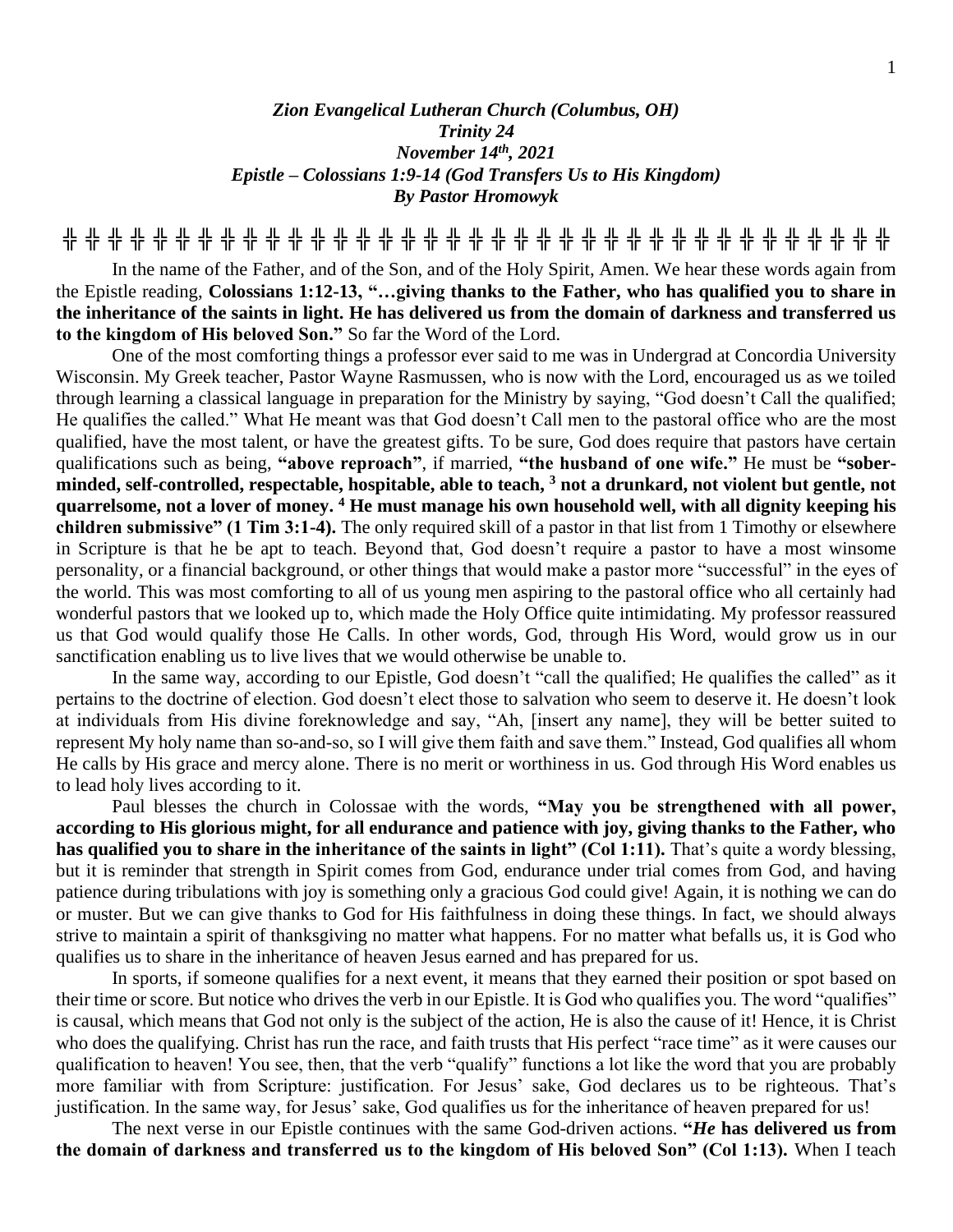***Zion Evangelical Lutheran Church (Columbus, OH)***
***Trinity 24***
***November 14th, 2021***
***Epistle – Colossians 1:9-14 (God Transfers Us to His Kingdom)***
***By Pastor Hromowyk***

╬ ╬ ╬ ╬ ╬ ╬ ╬ ╬ ╬ ╬ ╬ ╬ ╬ ╬ ╬ ╬ ╬ ╬ ╬ ╬ ╬ ╬ ╬ ╬ ╬ ╬ ╬ ╬ ╬ ╬ ╬ ╬ ╬ ╬ ╬ ╬ ╬ ╬

In the name of the Father, and of the Son, and of the Holy Spirit, Amen. We hear these words again from the Epistle reading, **Colossians 1:12-13, "…giving thanks to the Father, who has qualified you to share in the inheritance of the saints in light. He has delivered us from the domain of darkness and transferred us to the kingdom of His beloved Son."** So far the Word of the Lord.

One of the most comforting things a professor ever said to me was in Undergrad at Concordia University Wisconsin. My Greek teacher, Pastor Wayne Rasmussen, who is now with the Lord, encouraged us as we toiled through learning a classical language in preparation for the Ministry by saying, "God doesn't Call the qualified; He qualifies the called." What He meant was that God doesn't Call men to the pastoral office who are the most qualified, have the most talent, or have the greatest gifts. To be sure, God does require that pastors have certain qualifications such as being, **"above reproach"**, if married, **"the husband of one wife."** He must be **"sober-minded, self-controlled, respectable, hospitable, able to teach, 3 not a drunkard, not violent but gentle, not quarrelsome, not a lover of money. 4 He must manage his own household well, with all dignity keeping his children submissive" (1 Tim 3:1-4).** The only required skill of a pastor in that list from 1 Timothy or elsewhere in Scripture is that he be apt to teach. Beyond that, God doesn't require a pastor to have a most winsome personality, or a financial background, or other things that would make a pastor more "successful" in the eyes of the world. This was most comforting to all of us young men aspiring to the pastoral office who all certainly had wonderful pastors that we looked up to, which made the Holy Office quite intimidating. My professor reassured us that God would qualify those He Calls. In other words, God, through His Word, would grow us in our sanctification enabling us to live lives that we would otherwise be unable to.

In the same way, according to our Epistle, God doesn't "call the qualified; He qualifies the called" as it pertains to the doctrine of election. God doesn't elect those to salvation who seem to deserve it. He doesn't look at individuals from His divine foreknowledge and say, "Ah, [insert any name], they will be better suited to represent My holy name than so-and-so, so I will give them faith and save them." Instead, God qualifies all whom He calls by His grace and mercy alone. There is no merit or worthiness in us. God through His Word enables us to lead holy lives according to it.

Paul blesses the church in Colossae with the words, **"May you be strengthened with all power, according to His glorious might, for all endurance and patience with joy, giving thanks to the Father, who has qualified you to share in the inheritance of the saints in light" (Col 1:11).** That's quite a wordy blessing, but it is reminder that strength in Spirit comes from God, endurance under trial comes from God, and having patience during tribulations with joy is something only a gracious God could give! Again, it is nothing we can do or muster. But we can give thanks to God for His faithfulness in doing these things. In fact, we should always strive to maintain a spirit of thanksgiving no matter what happens. For no matter what befalls us, it is God who qualifies us to share in the inheritance of heaven Jesus earned and has prepared for us.

In sports, if someone qualifies for a next event, it means that they earned their position or spot based on their time or score. But notice who drives the verb in our Epistle. It is God who qualifies you. The word "qualifies" is causal, which means that God not only is the subject of the action, He is also the cause of it! Hence, it is Christ who does the qualifying. Christ has run the race, and faith trusts that His perfect "race time" as it were causes our qualification to heaven! You see, then, that the verb "qualify" functions a lot like the word that you are probably more familiar with from Scripture: justification. For Jesus' sake, God declares us to be righteous. That's justification. In the same way, for Jesus' sake, God qualifies us for the inheritance of heaven prepared for us!

The next verse in our Epistle continues with the same God-driven actions. **"*He* has delivered us from the domain of darkness and transferred us to the kingdom of His beloved Son" (Col 1:13).** When I teach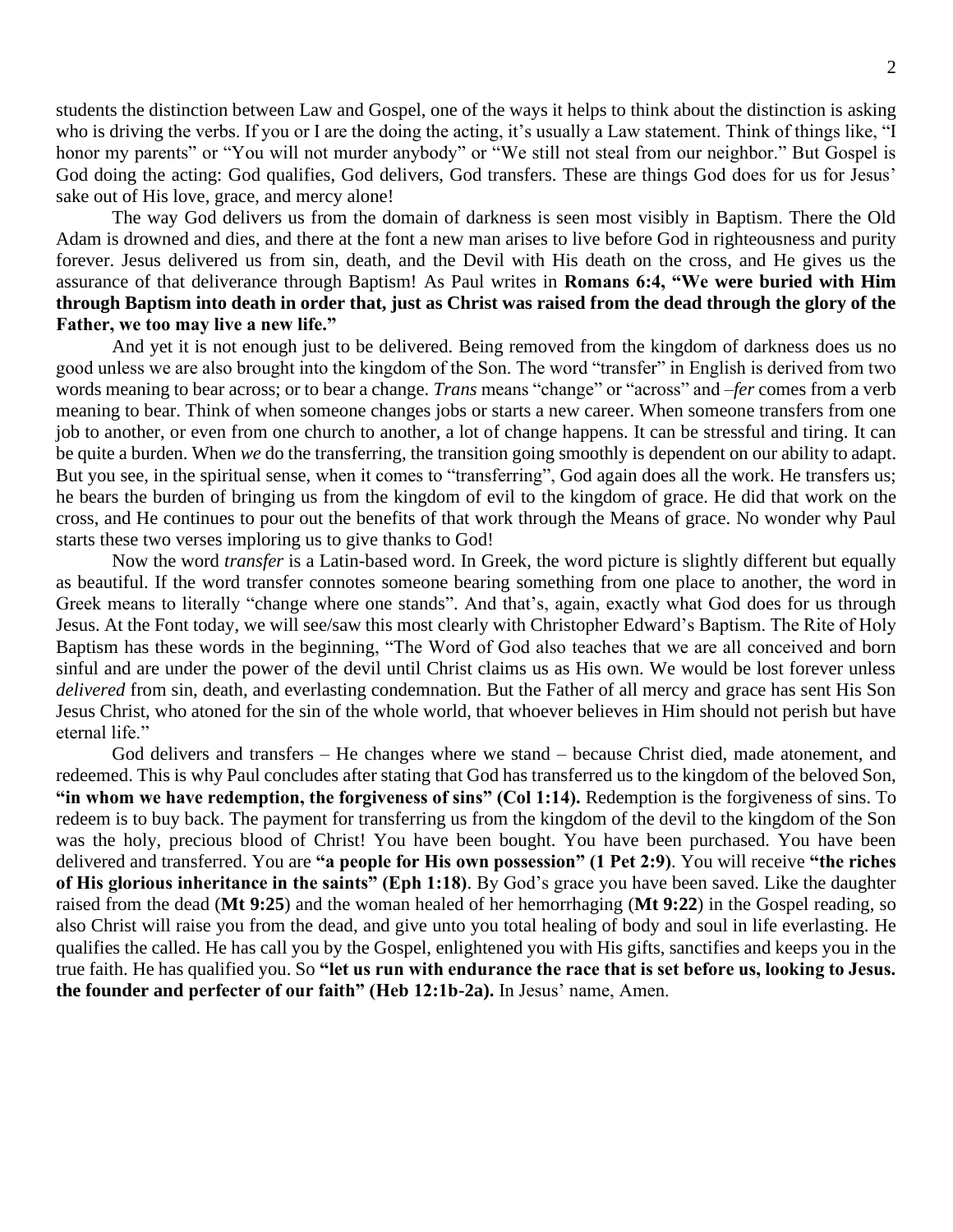students the distinction between Law and Gospel, one of the ways it helps to think about the distinction is asking who is driving the verbs. If you or I are the doing the acting, it's usually a Law statement. Think of things like, "I honor my parents" or "You will not murder anybody" or "We still not steal from our neighbor." But Gospel is God doing the acting: God qualifies, God delivers, God transfers. These are things God does for us for Jesus' sake out of His love, grace, and mercy alone!

The way God delivers us from the domain of darkness is seen most visibly in Baptism. There the Old Adam is drowned and dies, and there at the font a new man arises to live before God in righteousness and purity forever. Jesus delivered us from sin, death, and the Devil with His death on the cross, and He gives us the assurance of that deliverance through Baptism! As Paul writes in **Romans 6:4, "We were buried with Him through Baptism into death in order that, just as Christ was raised from the dead through the glory of the Father, we too may live a new life."**

And yet it is not enough just to be delivered. Being removed from the kingdom of darkness does us no good unless we are also brought into the kingdom of the Son. The word "transfer" in English is derived from two words meaning to bear across; or to bear a change. *Trans* means "change" or "across" and *–fer* comes from a verb meaning to bear. Think of when someone changes jobs or starts a new career. When someone transfers from one job to another, or even from one church to another, a lot of change happens. It can be stressful and tiring. It can be quite a burden. When *we* do the transferring, the transition going smoothly is dependent on our ability to adapt. But you see, in the spiritual sense, when it comes to "transferring", God again does all the work. He transfers us; he bears the burden of bringing us from the kingdom of evil to the kingdom of grace. He did that work on the cross, and He continues to pour out the benefits of that work through the Means of grace. No wonder why Paul starts these two verses imploring us to give thanks to God!

Now the word *transfer* is a Latin-based word. In Greek, the word picture is slightly different but equally as beautiful. If the word transfer connotes someone bearing something from one place to another, the word in Greek means to literally "change where one stands". And that's, again, exactly what God does for us through Jesus. At the Font today, we will see/saw this most clearly with Christopher Edward's Baptism. The Rite of Holy Baptism has these words in the beginning, "The Word of God also teaches that we are all conceived and born sinful and are under the power of the devil until Christ claims us as His own. We would be lost forever unless *delivered* from sin, death, and everlasting condemnation. But the Father of all mercy and grace has sent His Son Jesus Christ, who atoned for the sin of the whole world, that whoever believes in Him should not perish but have eternal life."

God delivers and transfers – He changes where we stand – because Christ died, made atonement, and redeemed. This is why Paul concludes after stating that God has transferred us to the kingdom of the beloved Son, **"in whom we have redemption, the forgiveness of sins" (Col 1:14).** Redemption is the forgiveness of sins. To redeem is to buy back. The payment for transferring us from the kingdom of the devil to the kingdom of the Son was the holy, precious blood of Christ! You have been bought. You have been purchased. You have been delivered and transferred. You are **"a people for His own possession" (1 Pet 2:9)**. You will receive **"the riches of His glorious inheritance in the saints" (Eph 1:18)**. By God's grace you have been saved. Like the daughter raised from the dead (**Mt 9:25**) and the woman healed of her hemorrhaging (**Mt 9:22**) in the Gospel reading, so also Christ will raise you from the dead, and give unto you total healing of body and soul in life everlasting. He qualifies the called. He has call you by the Gospel, enlightened you with His gifts, sanctifies and keeps you in the true faith. He has qualified you. So **"let us run with endurance the race that is set before us, looking to Jesus. the founder and perfecter of our faith" (Heb 12:1b-2a).** In Jesus' name, Amen.